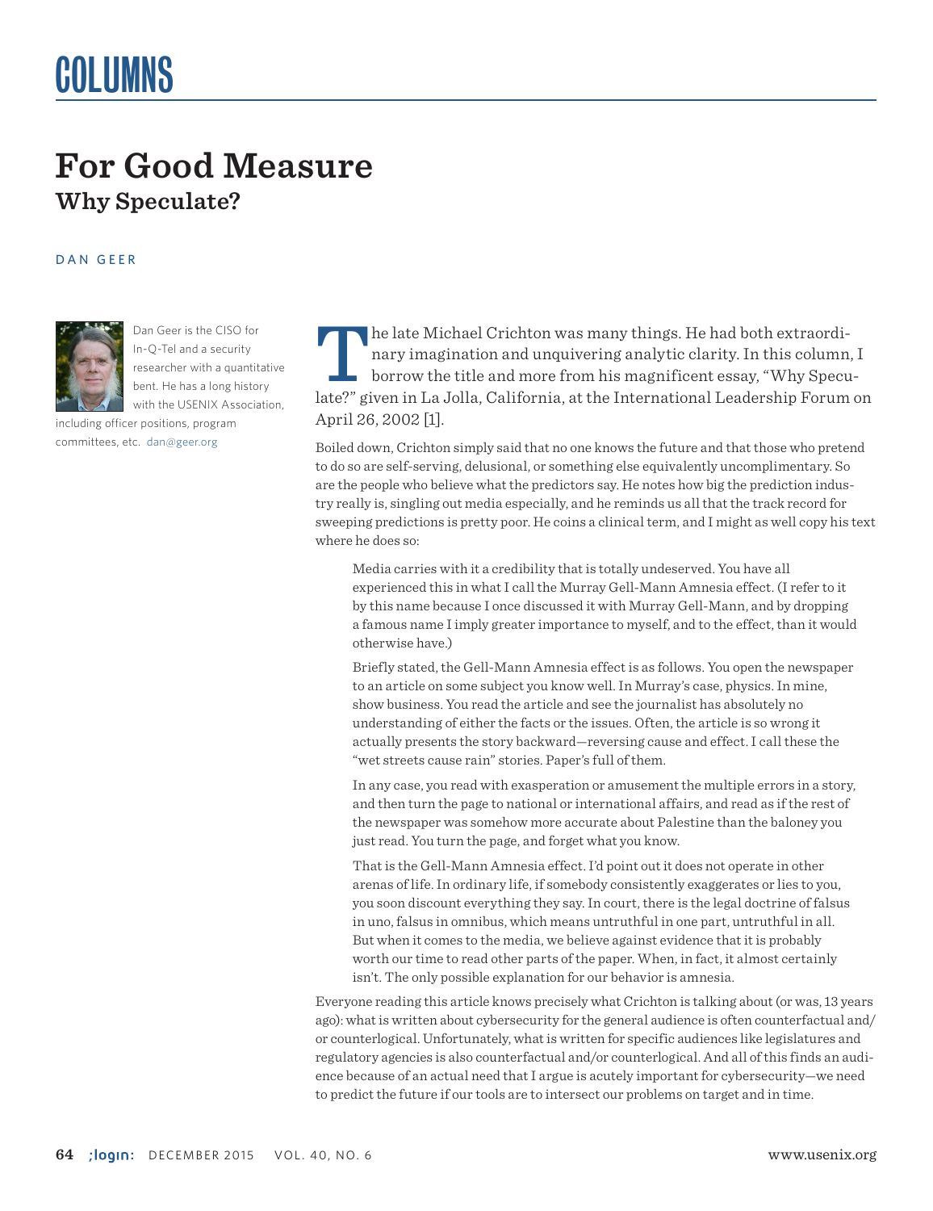# COLUMNS

# For Good Measure

## Why Speculate?

DAN GEER

Dan Geer is the CISO for In-Q-Tel and a security researcher with a quantitative bent. He has a long history with the USENIX Association, including officer positions, program committees, etc. dan@geer.org

The late Michael Crichton was many things. He had both extraordinary imagination and unquivering analytic clarity. In this column, I borrow the title and more from his magnificent essay, "Why Speculate?" given in La Jolla, California, at the International Leadership Forum on April 26, 2002 [1].

Boiled down, Crichton simply said that no one knows the future and that those who pretend to do so are self-serving, delusional, or something else equivalently uncomplimentary. So are the people who believe what the predictors say. He notes how big the prediction industry really is, singling out media especially, and he reminds us all that the track record for sweeping predictions is pretty poor. He coins a clinical term, and I might as well copy his text where he does so:

> Media carries with it a credibility that is totally undeserved. You have all experienced this in what I call the Murray Gell-Mann Amnesia effect. (I refer to it by this name because I once discussed it with Murray Gell-Mann, and by dropping a famous name I imply greater importance to myself, and to the effect, than it would otherwise have.)
>
> Briefly stated, the Gell-Mann Amnesia effect is as follows. You open the newspaper to an article on some subject you know well. In Murray's case, physics. In mine, show business. You read the article and see the journalist has absolutely no understanding of either the facts or the issues. Often, the article is so wrong it actually presents the story backward—reversing cause and effect. I call these the "wet streets cause rain" stories. Paper's full of them.
>
> In any case, you read with exasperation or amusement the multiple errors in a story, and then turn the page to national or international affairs, and read as if the rest of the newspaper was somehow more accurate about Palestine than the baloney you just read. You turn the page, and forget what you know.
>
> That is the Gell-Mann Amnesia effect. I'd point out it does not operate in other arenas of life. In ordinary life, if somebody consistently exaggerates or lies to you, you soon discount everything they say. In court, there is the legal doctrine of falsus in uno, falsus in omnibus, which means untruthful in one part, untruthful in all. But when it comes to the media, we believe against evidence that it is probably worth our time to read other parts of the paper. When, in fact, it almost certainly isn't. The only possible explanation for our behavior is amnesia.

Everyone reading this article knows precisely what Crichton is talking about (or was, 13 years ago): what is written about cybersecurity for the general audience is often counterfactual and/or counterlogical. Unfortunately, what is written for specific audiences like legislatures and regulatory agencies is also counterfactual and/or counterlogical. And all of this finds an audience because of an actual need that I argue is acutely important for cybersecurity—we need to predict the future if our tools are to intersect our problems on target and in time.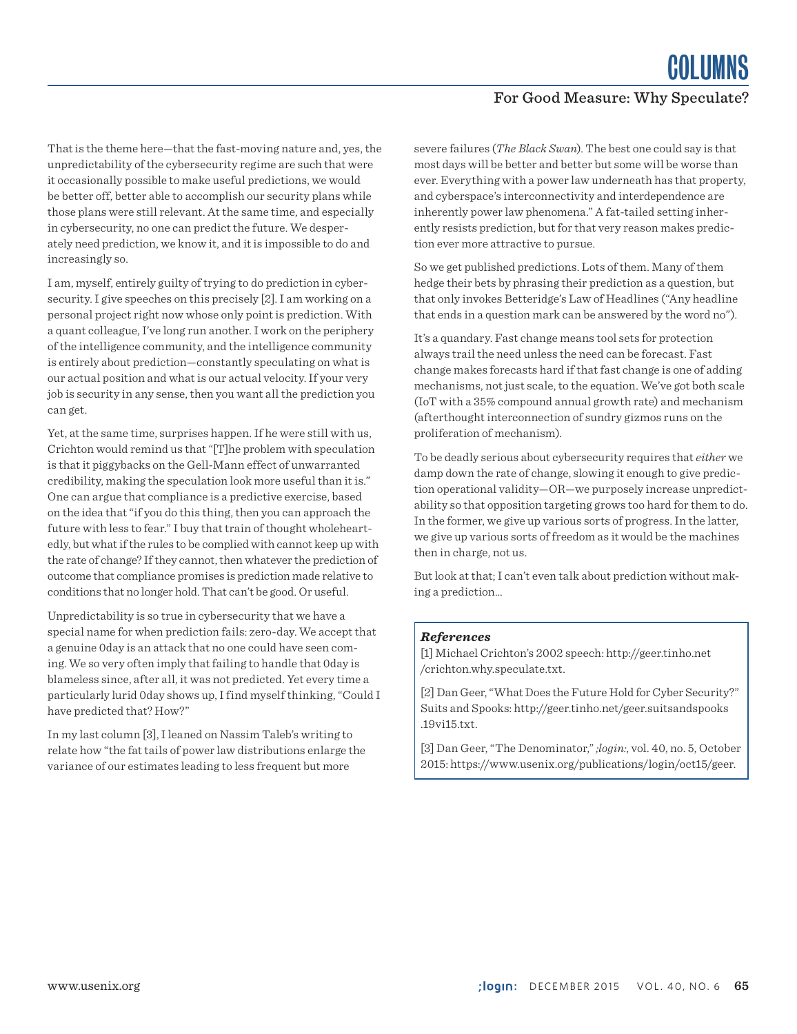That is the theme here—that the fast-moving nature and, yes, the unpredictability of the cybersecurity regime are such that were it occasionally possible to make useful predictions, we would be better off, better able to accomplish our security plans while those plans were still relevant. At the same time, and especially in cybersecurity, no one can predict the future. We desperately need prediction, we know it, and it is impossible to do and increasingly so.

I am, myself, entirely guilty of trying to do prediction in cybersecurity. I give speeches on this precisely [2]. I am working on a personal project right now whose only point is prediction. With a quant colleague, I've long run another. I work on the periphery of the intelligence community, and the intelligence community is entirely about prediction—constantly speculating on what is our actual position and what is our actual velocity. If your very job is security in any sense, then you want all the prediction you can get.

Yet, at the same time, surprises happen. If he were still with us, Crichton would remind us that "[T]he problem with speculation is that it piggybacks on the Gell-Mann effect of unwarranted credibility, making the speculation look more useful than it is." One can argue that compliance is a predictive exercise, based on the idea that "if you do this thing, then you can approach the future with less to fear." I buy that train of thought wholeheartedly, but what if the rules to be complied with cannot keep up with the rate of change? If they cannot, then whatever the prediction of outcome that compliance promises is prediction made relative to conditions that no longer hold. That can't be good. Or useful.

Unpredictability is so true in cybersecurity that we have a special name for when prediction fails: zero-day. We accept that a genuine 0day is an attack that no one could have seen coming. We so very often imply that failing to handle that 0day is blameless since, after all, it was not predicted. Yet every time a particularly lurid 0day shows up, I find myself thinking, "Could I have predicted that? How?"

In my last column [3], I leaned on Nassim Taleb's writing to relate how "the fat tails of power law distributions enlarge the variance of our estimates leading to less frequent but more severe failures (*The Black Swan*). The best one could say is that most days will be better and better but some will be worse than ever. Everything with a power law underneath has that property, and cyberspace's interconnectivity and interdependence are inherently power law phenomena." A fat-tailed setting inherently resists prediction, but for that very reason makes prediction ever more attractive to pursue.

So we get published predictions. Lots of them. Many of them hedge their bets by phrasing their prediction as a question, but that only invokes Betteridge's Law of Headlines ("Any headline that ends in a question mark can be answered by the word no").

It's a quandary. Fast change means tool sets for protection always trail the need unless the need can be forecast. Fast change makes forecasts hard if that fast change is one of adding mechanisms, not just scale, to the equation. We've got both scale (IoT with a 35% compound annual growth rate) and mechanism (afterthought interconnection of sundry gizmos runs on the proliferation of mechanism).

To be deadly serious about cybersecurity requires that *either* we damp down the rate of change, slowing it enough to give prediction operational validity—OR—we purposely increase unpredictability so that opposition targeting grows too hard for them to do. In the former, we give up various sorts of progress. In the latter, we give up various sorts of freedom as it would be the machines then in charge, not us.

But look at that; I can't even talk about prediction without making a prediction…

### *References*

[1] Michael Crichton's 2002 speech: http://geer.tinho.net/crichton.why.speculate.txt.

[2] Dan Geer, "What Does the Future Hold for Cyber Security?" Suits and Spooks: http://geer.tinho.net/geer.suitsandspooks.19vi15.txt.

[3] Dan Geer, "The Denominator," *;login:*, vol. 40, no. 5, October 2015: https://www.usenix.org/publications/login/oct15/geer.